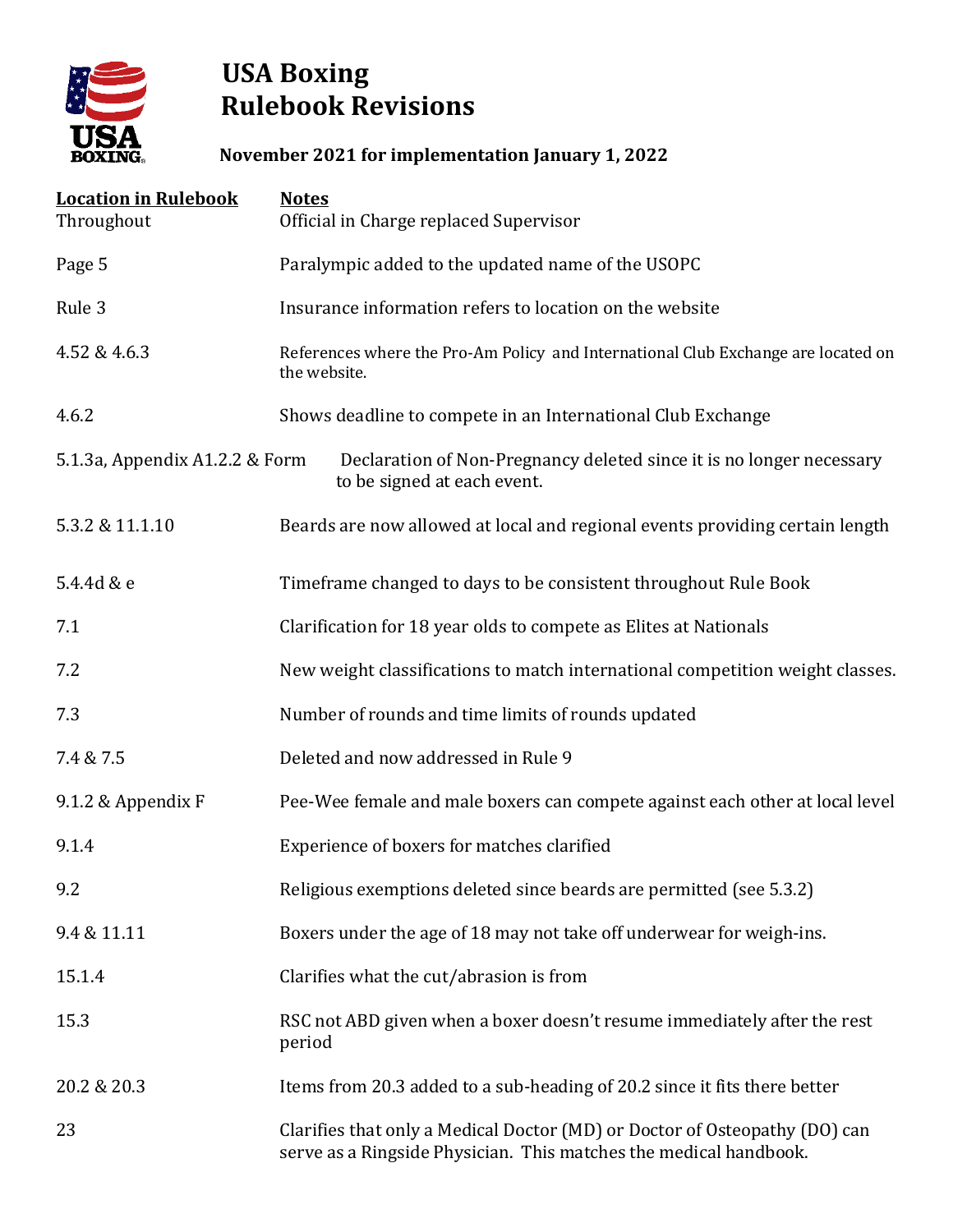# USA Boxing
# Rulebook Revisions

**November 2021 for implementation January 1, 2022**

| Location in Rulebook | Notes |
|---|---|
| Throughout | Official in Charge replaced Supervisor |
| Page 5 | Paralympic added to the updated name of the USOPC |
| Rule 3 | Insurance information refers to location on the website |
| 4.52 & 4.6.3 | References where the Pro-Am Policy and International Club Exchange are located on the website. |
| 4.6.2 | Shows deadline to compete in an International Club Exchange |
| 5.1.3a, Appendix A1.2.2 & Form | Declaration of Non-Pregnancy deleted since it is no longer necessary to be signed at each event. |
| 5.3.2 & 11.1.10 | Beards are now allowed at local and regional events providing certain length |
| 5.4.4d & e | Timeframe changed to days to be consistent throughout Rule Book |
| 7.1 | Clarification for 18 year olds to compete as Elites at Nationals |
| 7.2 | New weight classifications to match international competition weight classes. |
| 7.3 | Number of rounds and time limits of rounds updated |
| 7.4 & 7.5 | Deleted and now addressed in Rule 9 |
| 9.1.2 & Appendix F | Pee-Wee female and male boxers can compete against each other at local level |
| 9.1.4 | Experience of boxers for matches clarified |
| 9.2 | Religious exemptions deleted since beards are permitted (see 5.3.2) |
| 9.4 & 11.11 | Boxers under the age of 18 may not take off underwear for weigh-ins. |
| 15.1.4 | Clarifies what the cut/abrasion is from |
| 15.3 | RSC not ABD given when a boxer doesn't resume immediately after the rest period |
| 20.2 & 20.3 | Items from 20.3 added to a sub-heading of 20.2 since it fits there better |
| 23 | Clarifies that only a Medical Doctor (MD) or Doctor of Osteopathy (DO) can serve as a Ringside Physician. This matches the medical handbook. |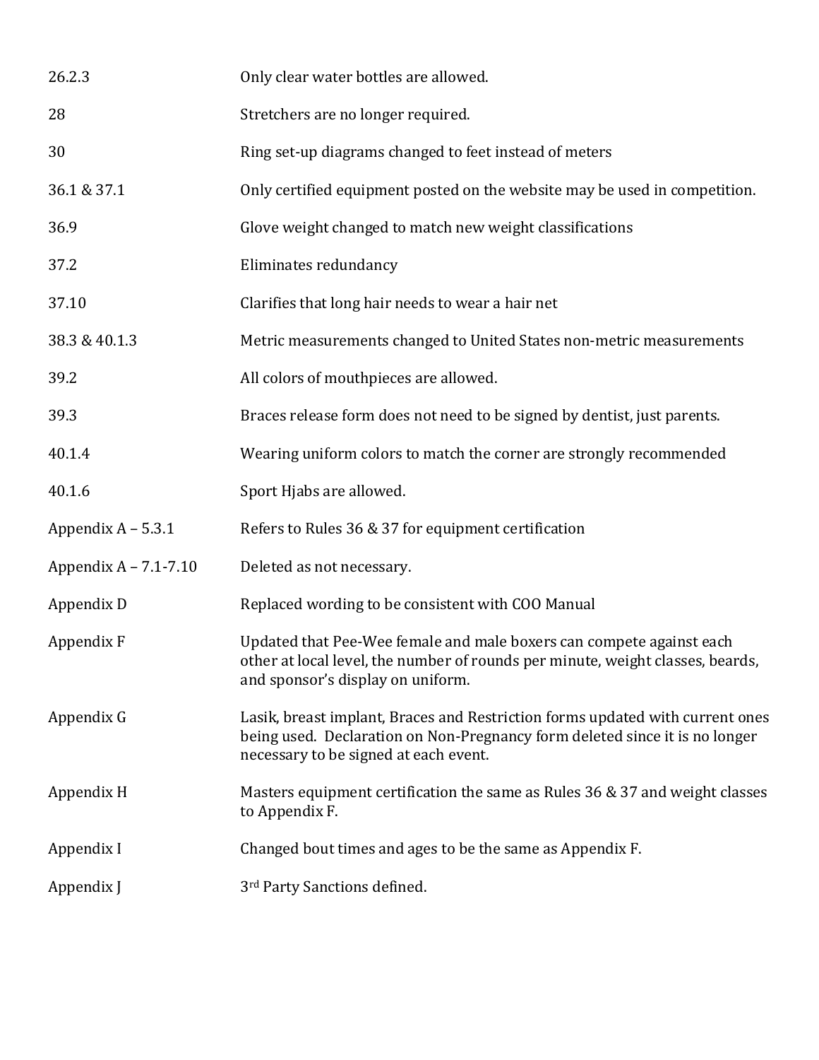| | |
|---|---|
| 26.2.3 | Only clear water bottles are allowed. |
| 28 | Stretchers are no longer required. |
| 30 | Ring set-up diagrams changed to feet instead of meters |
| 36.1 & 37.1 | Only certified equipment posted on the website may be used in competition. |
| 36.9 | Glove weight changed to match new weight classifications |
| 37.2 | Eliminates redundancy |
| 37.10 | Clarifies that long hair needs to wear a hair net |
| 38.3 & 40.1.3 | Metric measurements changed to United States non-metric measurements |
| 39.2 | All colors of mouthpieces are allowed. |
| 39.3 | Braces release form does not need to be signed by dentist, just parents. |
| 40.1.4 | Wearing uniform colors to match the corner are strongly recommended |
| 40.1.6 | Sport Hjabs are allowed. |
| Appendix A – 5.3.1 | Refers to Rules 36 & 37 for equipment certification |
| Appendix A – 7.1-7.10 | Deleted as not necessary. |
| Appendix D | Replaced wording to be consistent with COO Manual |
| Appendix F | Updated that Pee-Wee female and male boxers can compete against each other at local level, the number of rounds per minute, weight classes, beards, and sponsor's display on uniform. |
| Appendix G | Lasik, breast implant, Braces and Restriction forms updated with current ones being used. Declaration on Non-Pregnancy form deleted since it is no longer necessary to be signed at each event. |
| Appendix H | Masters equipment certification the same as Rules 36 & 37 and weight classes to Appendix F. |
| Appendix I | Changed bout times and ages to be the same as Appendix F. |
| Appendix J | 3rd Party Sanctions defined. |